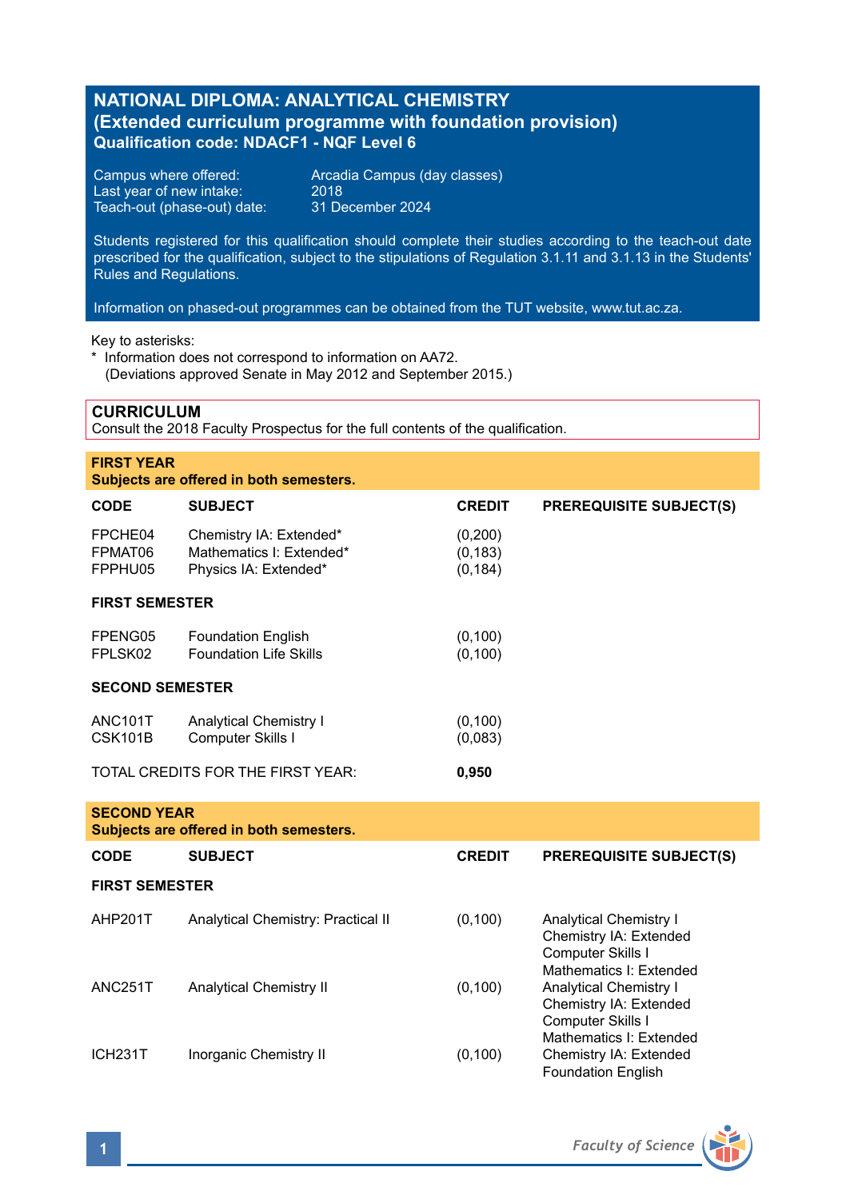# NATIONAL DIPLOMA: ANALYTICAL CHEMISTRY
## (Extended curriculum programme with foundation provision)
### Qualification code: NDACF1 - NQF Level 6

Campus where offered: Arcadia Campus (day classes)
Last year of new intake: 2018
Teach-out (phase-out) date: 31 December 2024

Students registered for this qualification should complete their studies according to the teach-out date prescribed for the qualification, subject to the stipulations of Regulation 3.1.11 and 3.1.13 in the Students' Rules and Regulations.

Information on phased-out programmes can be obtained from the TUT website, www.tut.ac.za.

Key to asterisks:
\* Information does not correspond to information on AA72.
(Deviations approved Senate in May 2012 and September 2015.)

## CURRICULUM

Consult the 2018 Faculty Prospectus for the full contents of the qualification.

### FIRST YEAR
**Subjects are offered in both semesters.**

| CODE | SUBJECT | CREDIT | PREREQUISITE SUBJECT(S) |
|---|---|---|---|
| FPCHE04 | Chemistry IA: Extended* | (0,200) | |
| FPMAT06 | Mathematics I: Extended* | (0,183) | |
| FPPHU05 | Physics IA: Extended* | (0,184) | |
| **FIRST SEMESTER** | | | |
| FPENG05 | Foundation English | (0,100) | |
| FPLSK02 | Foundation Life Skills | (0,100) | |
| **SECOND SEMESTER** | | | |
| ANC101T | Analytical Chemistry I | (0,100) | |
| CSK101B | Computer Skills I | (0,083) | |
| TOTAL CREDITS FOR THE FIRST YEAR: | | **0,950** | |

### SECOND YEAR
**Subjects are offered in both semesters.**

| CODE | SUBJECT | CREDIT | PREREQUISITE SUBJECT(S) |
|---|---|---|---|
| **FIRST SEMESTER** | | | |
| AHP201T | Analytical Chemistry: Practical II | (0,100) | Analytical Chemistry I<br>Chemistry IA: Extended<br>Computer Skills I<br>Mathematics I: Extended |
| ANC251T | Analytical Chemistry II | (0,100) | Analytical Chemistry I<br>Chemistry IA: Extended<br>Computer Skills I<br>Mathematics I: Extended |
| ICH231T | Inorganic Chemistry II | (0,100) | Chemistry IA: Extended<br>Foundation English |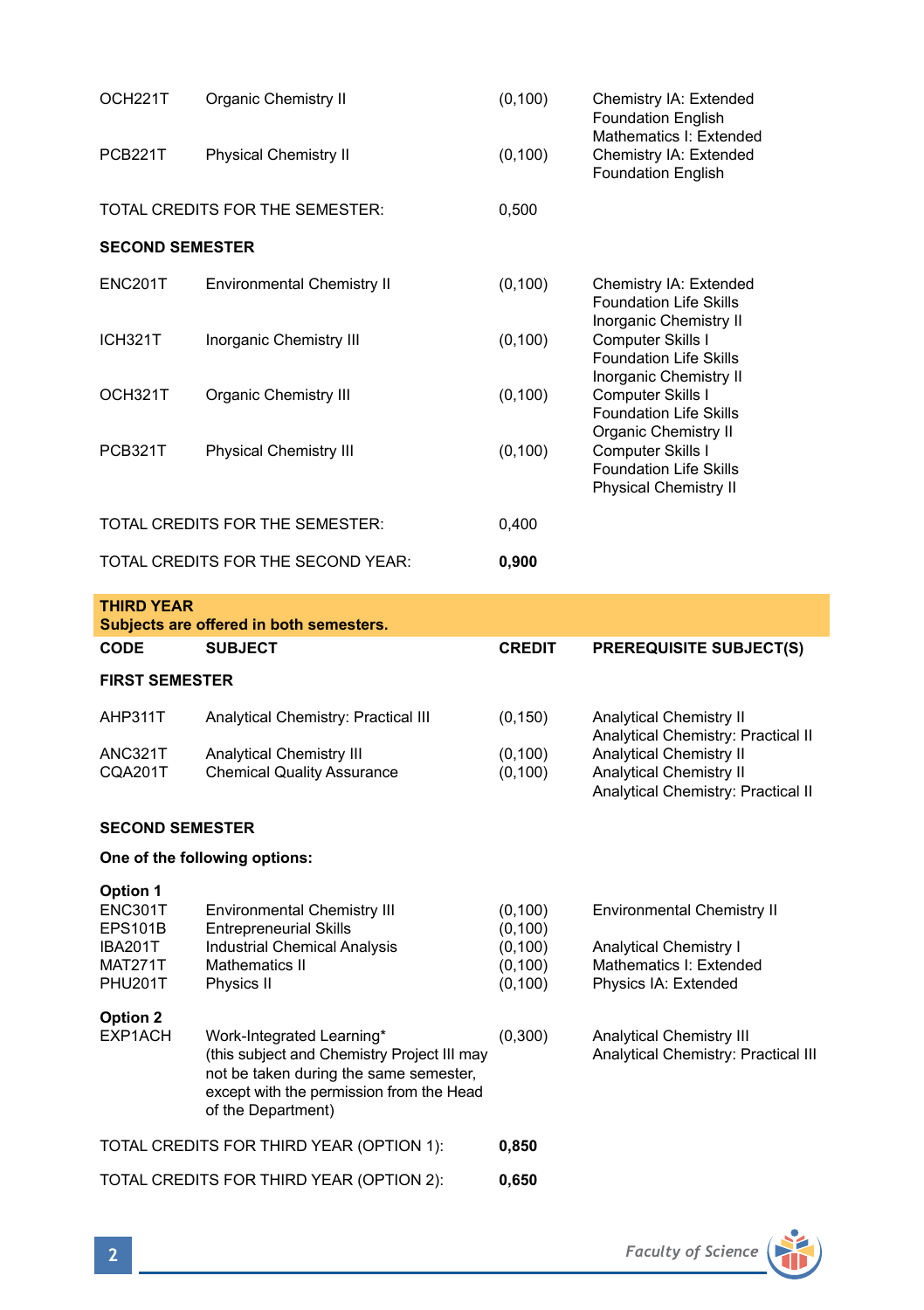| | | | |
|---|---|---|---|
| OCH221T | Organic Chemistry II | (0,100) | Chemistry IA: Extended<br>Foundation English<br>Mathematics I: Extended |
| PCB221T | Physical Chemistry II | (0,100) | Chemistry IA: Extended<br>Foundation English |

TOTAL CREDITS FOR THE SEMESTER: 0,500

**SECOND SEMESTER**

| | | | |
|---|---|---|---|
| ENC201T | Environmental Chemistry II | (0,100) | Chemistry IA: Extended<br>Foundation Life Skills<br>Inorganic Chemistry II |
| ICH321T | Inorganic Chemistry III | (0,100) | Computer Skills I<br>Foundation Life Skills<br>Inorganic Chemistry II |
| OCH321T | Organic Chemistry III | (0,100) | Computer Skills I<br>Foundation Life Skills<br>Organic Chemistry II |
| PCB321T | Physical Chemistry III | (0,100) | Computer Skills I<br>Foundation Life Skills<br>Physical Chemistry II |

TOTAL CREDITS FOR THE SEMESTER: 0,400

TOTAL CREDITS FOR THE SECOND YEAR: **0,900**

**THIRD YEAR**
**Subjects are offered in both semesters.**

| CODE | SUBJECT | CREDIT | PREREQUISITE SUBJECT(S) |
|---|---|---|---|
| **FIRST SEMESTER** | | | |
| AHP311T | Analytical Chemistry: Practical III | (0,150) | Analytical Chemistry II<br>Analytical Chemistry: Practical II |
| ANC321T | Analytical Chemistry III | (0,100) | Analytical Chemistry II |
| CQA201T | Chemical Quality Assurance | (0,100) | Analytical Chemistry II<br>Analytical Chemistry: Practical II |
| **SECOND SEMESTER** | | | |
| **One of the following options:** | | | |
| **Option 1** | | | |
| ENC301T | Environmental Chemistry III | (0,100) | Environmental Chemistry II |
| EPS101B | Entrepreneurial Skills | (0,100) | |
| IBA201T | Industrial Chemical Analysis | (0,100) | Analytical Chemistry I |
| MAT271T | Mathematics II | (0,100) | Mathematics I: Extended |
| PHU201T | Physics II | (0,100) | Physics IA: Extended |
| **Option 2** | | | |
| EXP1ACH | Work-Integrated Learning*<br>(this subject and Chemistry Project III may not be taken during the same semester, except with the permission from the Head of the Department) | (0,300) | Analytical Chemistry III<br>Analytical Chemistry: Practical III |

TOTAL CREDITS FOR THIRD YEAR (OPTION 1): **0,850**

TOTAL CREDITS FOR THIRD YEAR (OPTION 2): **0,650**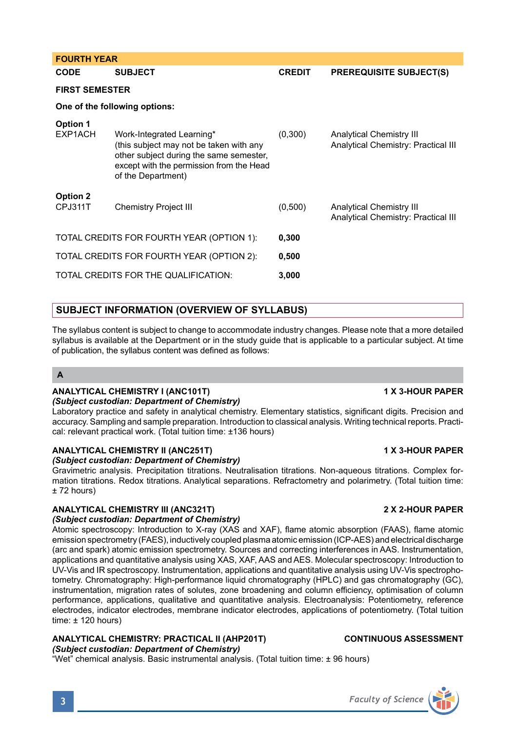| FOURTH YEAR | | | |
|---|---|---|---|
| **CODE** | **SUBJECT** | **CREDIT** | **PREREQUISITE SUBJECT(S)** |
| **FIRST SEMESTER** | | | |
| **One of the following options:** | | | |
| **Option 1** | | | |
| EXP1ACH | Work-Integrated Learning* (this subject may not be taken with any other subject during the same semester, except with the permission from the Head of the Department) | (0,300) | Analytical Chemistry III<br>Analytical Chemistry: Practical III |
| **Option 2** | | | |
| CPJ311T | Chemistry Project III | (0,500) | Analytical Chemistry III<br>Analytical Chemistry: Practical III |
| TOTAL CREDITS FOR FOURTH YEAR (OPTION 1): | | **0,300** | |
| TOTAL CREDITS FOR FOURTH YEAR (OPTION 2): | | **0,500** | |
| TOTAL CREDITS FOR THE QUALIFICATION: | | **3,000** | |

## SUBJECT INFORMATION (OVERVIEW OF SYLLABUS)

The syllabus content is subject to change to accommodate industry changes. Please note that a more detailed syllabus is available at the Department or in the study guide that is applicable to a particular subject. At time of publication, the syllabus content was defined as follows:

### A

**ANALYTICAL CHEMISTRY I (ANC101T)** **1 X 3-HOUR PAPER**
***(Subject custodian: Department of Chemistry)***
Laboratory practice and safety in analytical chemistry. Elementary statistics, significant digits. Precision and accuracy. Sampling and sample preparation. Introduction to classical analysis. Writing technical reports. Practical: relevant practical work. (Total tuition time: ±136 hours)

**ANALYTICAL CHEMISTRY II (ANC251T)** **1 X 3-HOUR PAPER**
***(Subject custodian: Department of Chemistry)***
Gravimetric analysis. Precipitation titrations. Neutralisation titrations. Non-aqueous titrations. Complex formation titrations. Redox titrations. Analytical separations. Refractometry and polarimetry. (Total tuition time: ± 72 hours)

**ANALYTICAL CHEMISTRY III (ANC321T)** **2 X 2-HOUR PAPER**
***(Subject custodian: Department of Chemistry)***
Atomic spectroscopy: Introduction to X-ray (XAS and XAF), flame atomic absorption (FAAS), flame atomic emission spectrometry (FAES), inductively coupled plasma atomic emission (ICP-AES) and electrical discharge (arc and spark) atomic emission spectrometry. Sources and correcting interferences in AAS. Instrumentation, applications and quantitative analysis using XAS, XAF, AAS and AES. Molecular spectroscopy: Introduction to UV-Vis and IR spectroscopy. Instrumentation, applications and quantitative analysis using UV-Vis spectrophotometry. Chromatography: High-performance liquid chromatography (HPLC) and gas chromatography (GC), instrumentation, migration rates of solutes, zone broadening and column efficiency, optimisation of column performance, applications, qualitative and quantitative analysis. Electroanalysis: Potentiometry, reference electrodes, indicator electrodes, membrane indicator electrodes, applications of potentiometry. (Total tuition time: ± 120 hours)

**ANALYTICAL CHEMISTRY: PRACTICAL II (AHP201T)** **CONTINUOUS ASSESSMENT**
***(Subject custodian: Department of Chemistry)***
"Wet" chemical analysis. Basic instrumental analysis. (Total tuition time: ± 96 hours)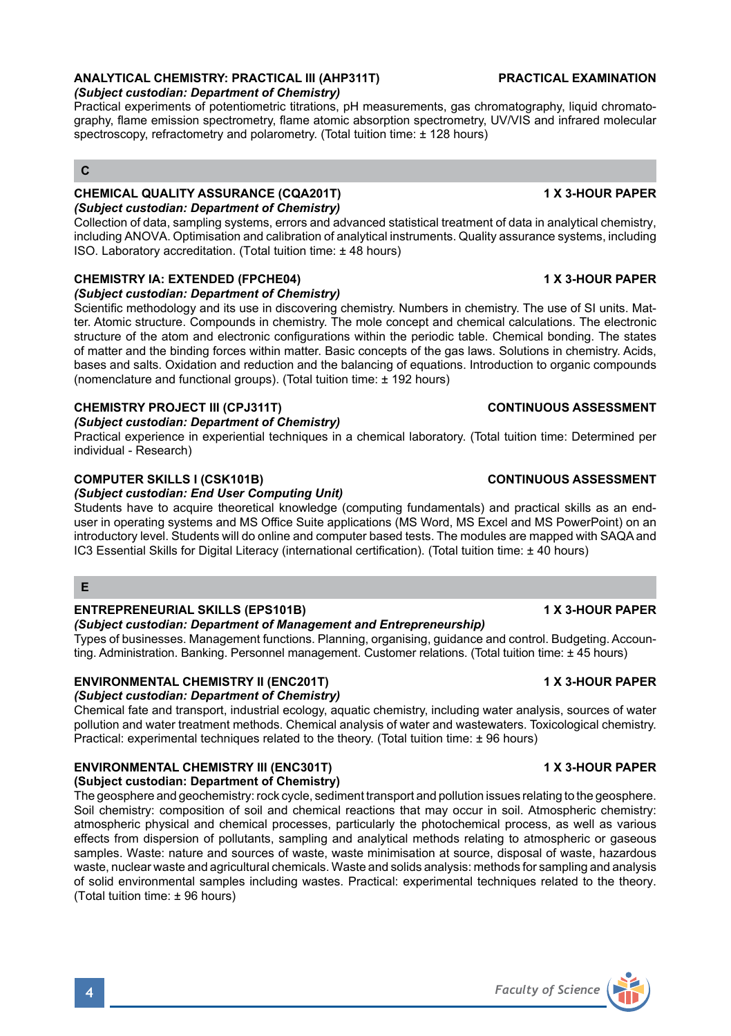**ANALYTICAL CHEMISTRY: PRACTICAL III (AHP311T)** **PRACTICAL EXAMINATION**
***(Subject custodian: Department of Chemistry)***
Practical experiments of potentiometric titrations, pH measurements, gas chromatography, liquid chromatography, flame emission spectrometry, flame atomic absorption spectrometry, UV/VIS and infrared molecular spectroscopy, refractometry and polarometry. (Total tuition time: ± 128 hours)

## C

**CHEMICAL QUALITY ASSURANCE (CQA201T)** **1 X 3-HOUR PAPER**
***(Subject custodian: Department of Chemistry)***
Collection of data, sampling systems, errors and advanced statistical treatment of data in analytical chemistry, including ANOVA. Optimisation and calibration of analytical instruments. Quality assurance systems, including ISO. Laboratory accreditation. (Total tuition time: ± 48 hours)

**CHEMISTRY IA: EXTENDED (FPCHE04)** **1 X 3-HOUR PAPER**
***(Subject custodian: Department of Chemistry)***
Scientific methodology and its use in discovering chemistry. Numbers in chemistry. The use of SI units. Matter. Atomic structure. Compounds in chemistry. The mole concept and chemical calculations. The electronic structure of the atom and electronic configurations within the periodic table. Chemical bonding. The states of matter and the binding forces within matter. Basic concepts of the gas laws. Solutions in chemistry. Acids, bases and salts. Oxidation and reduction and the balancing of equations. Introduction to organic compounds (nomenclature and functional groups). (Total tuition time: ± 192 hours)

**CHEMISTRY PROJECT III (CPJ311T)** **CONTINUOUS ASSESSMENT**
***(Subject custodian: Department of Chemistry)***
Practical experience in experiential techniques in a chemical laboratory. (Total tuition time: Determined per individual - Research)

**COMPUTER SKILLS I (CSK101B)** **CONTINUOUS ASSESSMENT**
***(Subject custodian: End User Computing Unit)***
Students have to acquire theoretical knowledge (computing fundamentals) and practical skills as an end-user in operating systems and MS Office Suite applications (MS Word, MS Excel and MS PowerPoint) on an introductory level. Students will do online and computer based tests. The modules are mapped with SAQA and IC3 Essential Skills for Digital Literacy (international certification). (Total tuition time: ± 40 hours)

## E

**ENTREPRENEURIAL SKILLS (EPS101B)** **1 X 3-HOUR PAPER**
***(Subject custodian: Department of Management and Entrepreneurship)***
Types of businesses. Management functions. Planning, organising, guidance and control. Budgeting. Accounting. Administration. Banking. Personnel management. Customer relations. (Total tuition time: ± 45 hours)

**ENVIRONMENTAL CHEMISTRY II (ENC201T)** **1 X 3-HOUR PAPER**
***(Subject custodian: Department of Chemistry)***
Chemical fate and transport, industrial ecology, aquatic chemistry, including water analysis, sources of water pollution and water treatment methods. Chemical analysis of water and wastewaters. Toxicological chemistry. Practical: experimental techniques related to the theory. (Total tuition time: ± 96 hours)

**ENVIRONMENTAL CHEMISTRY III (ENC301T)** **1 X 3-HOUR PAPER**
**(Subject custodian: Department of Chemistry)**
The geosphere and geochemistry: rock cycle, sediment transport and pollution issues relating to the geosphere. Soil chemistry: composition of soil and chemical reactions that may occur in soil. Atmospheric chemistry: atmospheric physical and chemical processes, particularly the photochemical process, as well as various effects from dispersion of pollutants, sampling and analytical methods relating to atmospheric or gaseous samples. Waste: nature and sources of waste, waste minimisation at source, disposal of waste, hazardous waste, nuclear waste and agricultural chemicals. Waste and solids analysis: methods for sampling and analysis of solid environmental samples including wastes. Practical: experimental techniques related to the theory. (Total tuition time: ± 96 hours)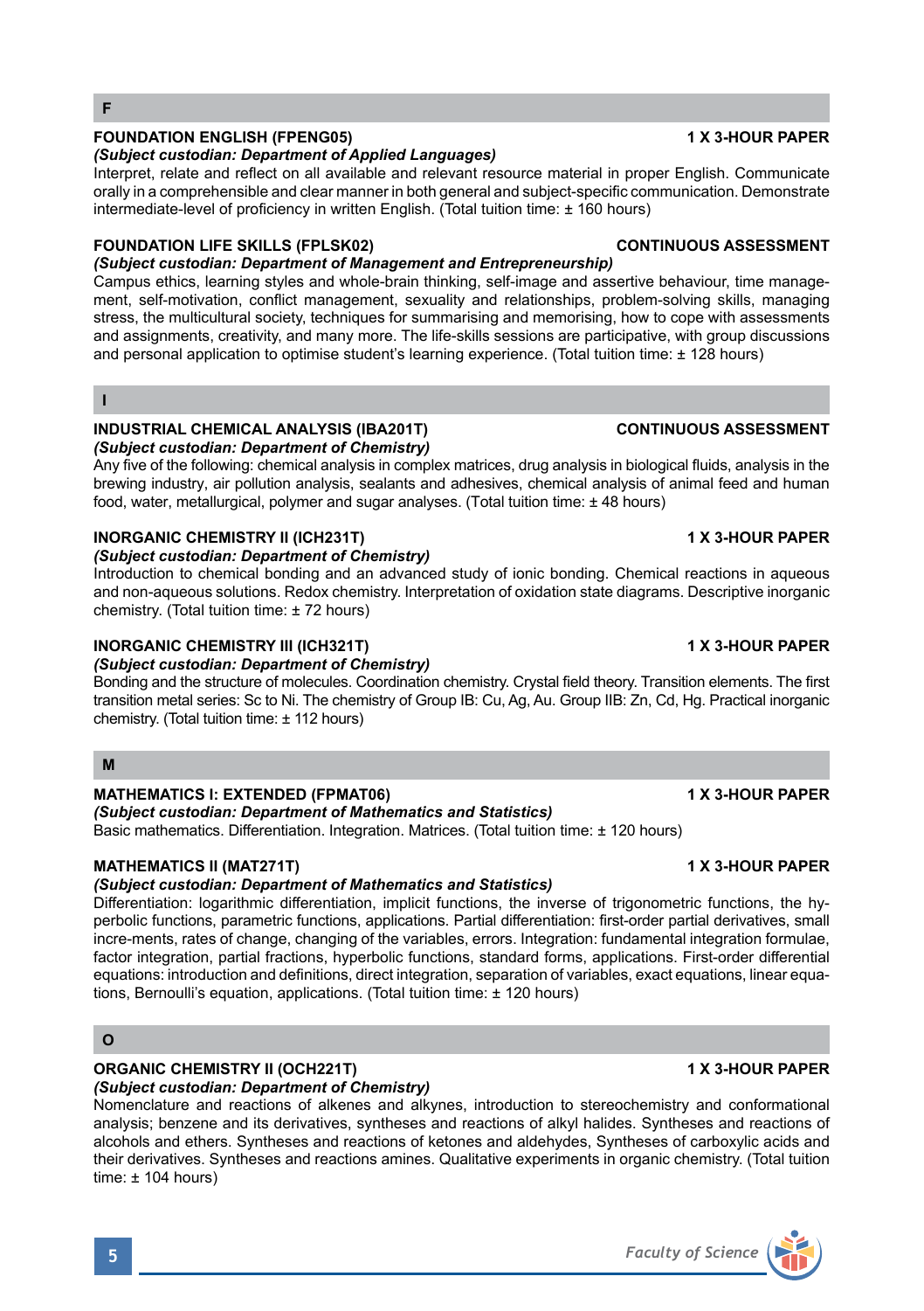## F

**FOUNDATION ENGLISH (FPENG05)** **1 X 3-HOUR PAPER**

***(Subject custodian: Department of Applied Languages)***

Interpret, relate and reflect on all available and relevant resource material in proper English. Communicate orally in a comprehensible and clear manner in both general and subject-specific communication. Demonstrate intermediate-level of proficiency in written English. (Total tuition time: ± 160 hours)

**FOUNDATION LIFE SKILLS (FPLSK02)** **CONTINUOUS ASSESSMENT**

***(Subject custodian: Department of Management and Entrepreneurship)***

Campus ethics, learning styles and whole-brain thinking, self-image and assertive behaviour, time management, self-motivation, conflict management, sexuality and relationships, problem-solving skills, managing stress, the multicultural society, techniques for summarising and memorising, how to cope with assessments and assignments, creativity, and many more. The life-skills sessions are participative, with group discussions and personal application to optimise student's learning experience. (Total tuition time: ± 128 hours)

## I

**INDUSTRIAL CHEMICAL ANALYSIS (IBA201T)** **CONTINUOUS ASSESSMENT**

***(Subject custodian: Department of Chemistry)***

Any five of the following: chemical analysis in complex matrices, drug analysis in biological fluids, analysis in the brewing industry, air pollution analysis, sealants and adhesives, chemical analysis of animal feed and human food, water, metallurgical, polymer and sugar analyses. (Total tuition time: ± 48 hours)

**INORGANIC CHEMISTRY II (ICH231T)** **1 X 3-HOUR PAPER**

***(Subject custodian: Department of Chemistry)***

Introduction to chemical bonding and an advanced study of ionic bonding. Chemical reactions in aqueous and non-aqueous solutions. Redox chemistry. Interpretation of oxidation state diagrams. Descriptive inorganic chemistry. (Total tuition time: ± 72 hours)

**INORGANIC CHEMISTRY III (ICH321T)** **1 X 3-HOUR PAPER**

***(Subject custodian: Department of Chemistry)***

Bonding and the structure of molecules. Coordination chemistry. Crystal field theory. Transition elements. The first transition metal series: Sc to Ni. The chemistry of Group IB: Cu, Ag, Au. Group IIB: Zn, Cd, Hg. Practical inorganic chemistry. (Total tuition time: ± 112 hours)

## M

**MATHEMATICS I: EXTENDED (FPMAT06)** **1 X 3-HOUR PAPER**

***(Subject custodian: Department of Mathematics and Statistics)***

Basic mathematics. Differentiation. Integration. Matrices. (Total tuition time: ± 120 hours)

**MATHEMATICS II (MAT271T)** **1 X 3-HOUR PAPER**

***(Subject custodian: Department of Mathematics and Statistics)***

Differentiation: logarithmic differentiation, implicit functions, the inverse of trigonometric functions, the hyperbolic functions, parametric functions, applications. Partial differentiation: first-order partial derivatives, small incre-ments, rates of change, changing of the variables, errors. Integration: fundamental integration formulae, factor integration, partial fractions, hyperbolic functions, standard forms, applications. First-order differential equations: introduction and definitions, direct integration, separation of variables, exact equations, linear equations, Bernoulli's equation, applications. (Total tuition time: ± 120 hours)

## O

**ORGANIC CHEMISTRY II (OCH221T)** **1 X 3-HOUR PAPER**

***(Subject custodian: Department of Chemistry)***

Nomenclature and reactions of alkenes and alkynes, introduction to stereochemistry and conformational analysis; benzene and its derivatives, syntheses and reactions of alkyl halides. Syntheses and reactions of alcohols and ethers. Syntheses and reactions of ketones and aldehydes, Syntheses of carboxylic acids and their derivatives. Syntheses and reactions amines. Qualitative experiments in organic chemistry. (Total tuition time: ± 104 hours)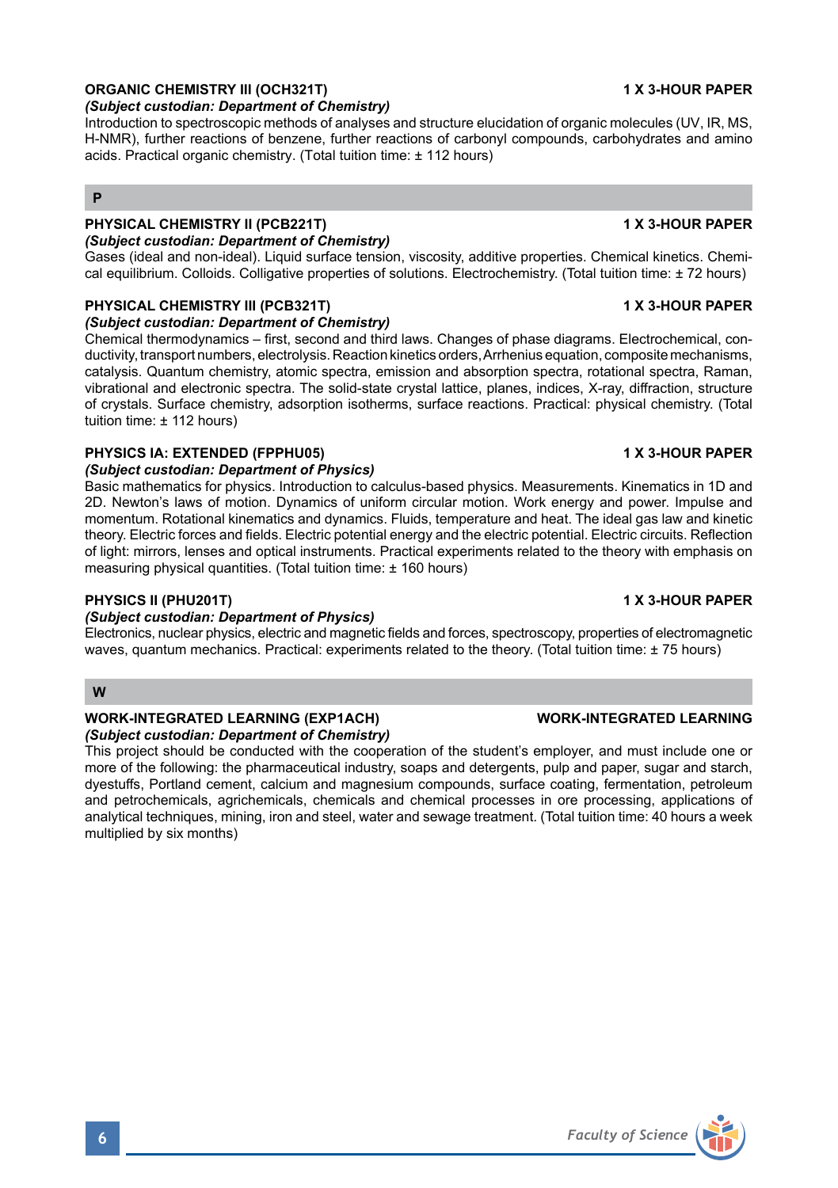**ORGANIC CHEMISTRY III (OCH321T)** **1 X 3-HOUR PAPER**

***(Subject custodian: Department of Chemistry)***

Introduction to spectroscopic methods of analyses and structure elucidation of organic molecules (UV, IR, MS, H-NMR), further reactions of benzene, further reactions of carbonyl compounds, carbohydrates and amino acids. Practical organic chemistry. (Total tuition time: ± 112 hours)

## P

**PHYSICAL CHEMISTRY II (PCB221T)** **1 X 3-HOUR PAPER**

***(Subject custodian: Department of Chemistry)***

Gases (ideal and non-ideal). Liquid surface tension, viscosity, additive properties. Chemical kinetics. Chemical equilibrium. Colloids. Colligative properties of solutions. Electrochemistry. (Total tuition time: ± 72 hours)

**PHYSICAL CHEMISTRY III (PCB321T)** **1 X 3-HOUR PAPER**

***(Subject custodian: Department of Chemistry)***

Chemical thermodynamics – first, second and third laws. Changes of phase diagrams. Electrochemical, conductivity, transport numbers, electrolysis. Reaction kinetics orders, Arrhenius equation, composite mechanisms, catalysis. Quantum chemistry, atomic spectra, emission and absorption spectra, rotational spectra, Raman, vibrational and electronic spectra. The solid-state crystal lattice, planes, indices, X-ray, diffraction, structure of crystals. Surface chemistry, adsorption isotherms, surface reactions. Practical: physical chemistry. (Total tuition time: ± 112 hours)

**PHYSICS IA: EXTENDED (FPPHU05)** **1 X 3-HOUR PAPER**

***(Subject custodian: Department of Physics)***

Basic mathematics for physics. Introduction to calculus-based physics. Measurements. Kinematics in 1D and 2D. Newton's laws of motion. Dynamics of uniform circular motion. Work energy and power. Impulse and momentum. Rotational kinematics and dynamics. Fluids, temperature and heat. The ideal gas law and kinetic theory. Electric forces and fields. Electric potential energy and the electric potential. Electric circuits. Reflection of light: mirrors, lenses and optical instruments. Practical experiments related to the theory with emphasis on measuring physical quantities. (Total tuition time: ± 160 hours)

**PHYSICS II (PHU201T)** **1 X 3-HOUR PAPER**

***(Subject custodian: Department of Physics)***

Electronics, nuclear physics, electric and magnetic fields and forces, spectroscopy, properties of electromagnetic waves, quantum mechanics. Practical: experiments related to the theory. (Total tuition time: ± 75 hours)

## W

**WORK-INTEGRATED LEARNING (EXP1ACH)** **WORK-INTEGRATED LEARNING**

***(Subject custodian: Department of Chemistry)***

This project should be conducted with the cooperation of the student's employer, and must include one or more of the following: the pharmaceutical industry, soaps and detergents, pulp and paper, sugar and starch, dyestuffs, Portland cement, calcium and magnesium compounds, surface coating, fermentation, petroleum and petrochemicals, agrichemicals, chemicals and chemical processes in ore processing, applications of analytical techniques, mining, iron and steel, water and sewage treatment. (Total tuition time: 40 hours a week multiplied by six months)